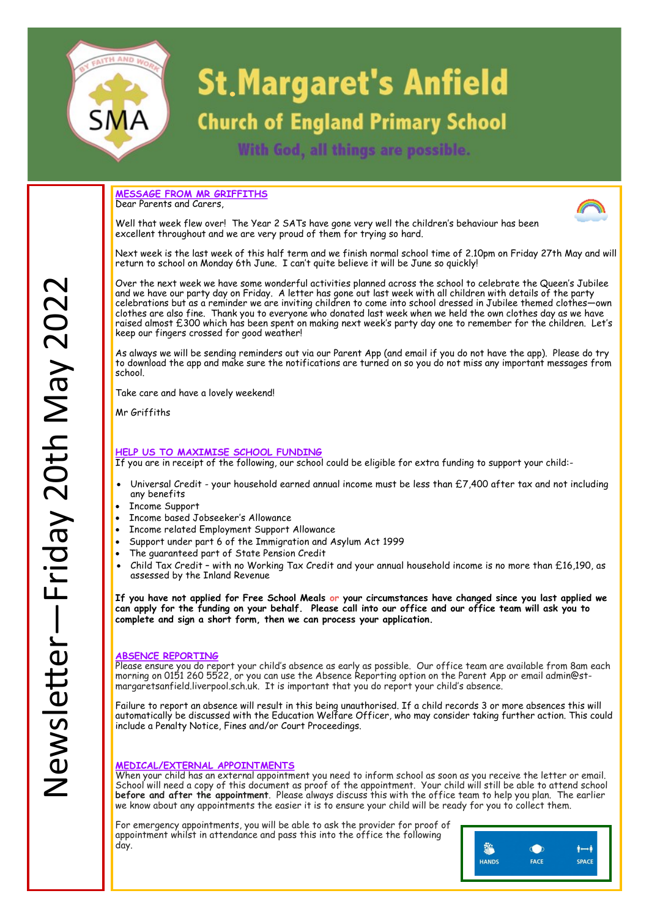# St.Margaret's Anfield

## Church of England Primary School

With God, all things are possible.

Newsletter—Friday 20th May 2022

### MESSAGE FROM MR GRIFFITHS

Dear Parents and Carers,

Well that week flew over! The Year 2 SATs have gone very well the children's behaviour has been excellent throughout and we are very proud of them for trying so hard.

Next week is the last week of this half term and we finish normal school time of 2.10pm on Friday 27th May and will return to school on Monday 6th June. I can't quite believe it will be June so quickly!

Over the next week we have some wonderful activities planned across the school to celebrate the Queen's Jubilee and we have our party day on Friday. A letter has gone out last week with all children with details of the party celebrations but as a reminder we are inviting children to come into school dressed in Jubilee themed clothes—own clothes are also fine. Thank you to everyone who donated last week when we held the own clothes day as we have raised almost £300 which has been spent on making next week's party day one to remember for the children. Let's keep our fingers crossed for good weather!

As always we will be sending reminders out via our Parent App (and email if you do not have the app). Please do try to download the app and make sure the notifications are turned on so you do not miss any important messages from school.

Take care and have a lovely weekend!

Mr Griffiths

### HELP US TO MAXIMISE SCHOOL FUNDING

If you are in receipt of the following, our school could be eligible for extra funding to support your child:-

- Universal Credit - your household earned annual income must be less than £7,400 after tax and not including any benefits
- Income Support
- Income based Jobseeker's Allowance
- Income related Employment Support Allowance
- Support under part 6 of the Immigration and Asylum Act 1999
- The guaranteed part of State Pension Credit
- Child Tax Credit – with no Working Tax Credit and your annual household income is no more than £16,190, as assessed by the Inland Revenue

**If you have not applied for Free School Meals or your circumstances have changed since you last applied we can apply for the funding on your behalf. Please call into our office and our office team will ask you to complete and sign a short form, then we can process your application.**

### ABSENCE REPORTING

Please ensure you do report your child's absence as early as possible. Our office team are available from 8am each morning on 0151 260 5522, or you can use the Absence Reporting option on the Parent App or email admin@st-margaretsanfield.liverpool.sch.uk. It is important that you do report your child's absence.

Failure to report an absence will result in this being unauthorised. If a child records 3 or more absences this will automatically be discussed with the Education Welfare Officer, who may consider taking further action. This could include a Penalty Notice, Fines and/or Court Proceedings.

### MEDICAL/EXTERNAL APPOINTMENTS

When your child has an external appointment you need to inform school as soon as you receive the letter or email. School will need a copy of this document as proof of the appointment. Your child will still be able to attend school **before and after the appointment**. Please always discuss this with the office team to help you plan. The earlier we know about any appointments the easier it is to ensure your child will be ready for you to collect them.

For emergency appointments, you will be able to ask the provider for proof of appointment whilst in attendance and pass this into the office the following day.

HANDS FACE SPACE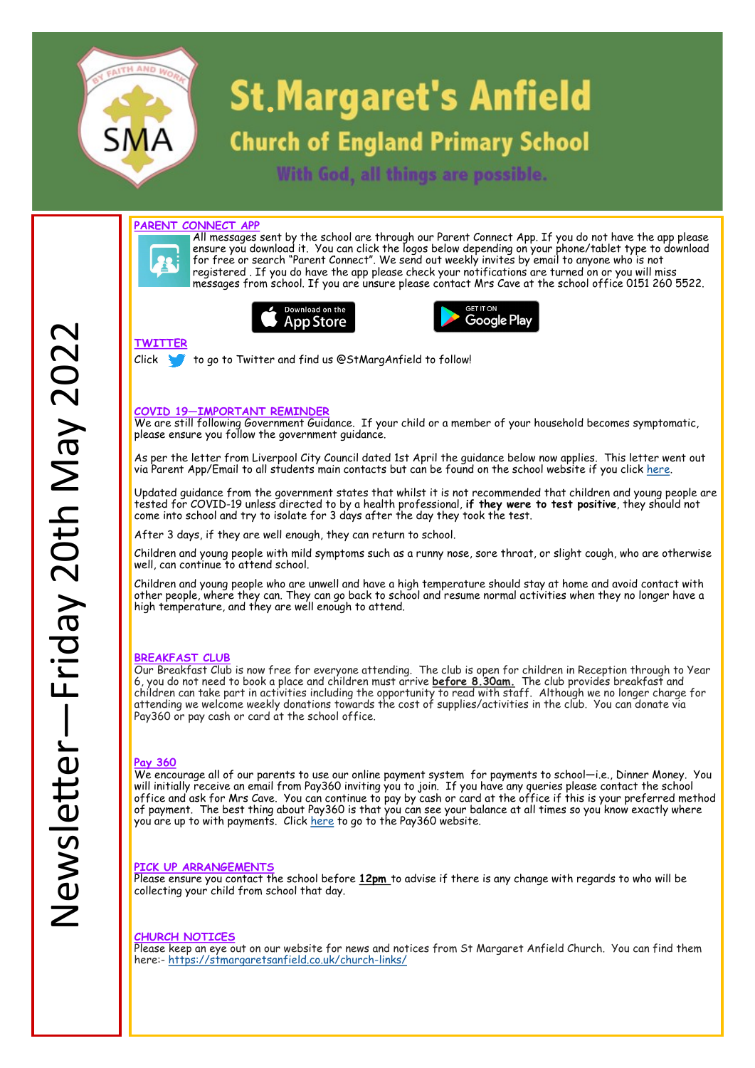# St.Margaret's Anfield

## Church of England Primary School

With God, all things are possible.

Newsletter—Friday 20th May 2022

### PARENT CONNECT APP

All messages sent by the school are through our Parent Connect App. If you do not have the app please ensure you download it. You can click the logos below depending on your phone/tablet type to download for free or search "Parent Connect". We send out weekly invites by email to anyone who is not registered . If you do have the app please check your notifications are turned on or you will miss messages from school. If you are unsure please contact Mrs Cave at the school office 0151 260 5522.

Download on the App Store

GET IT ON Google Play

### TWITTER

Click to go to Twitter and find us @StMargAnfield to follow!

### COVID 19—IMPORTANT REMINDER

We are still following Government Guidance. If your child or a member of your household becomes symptomatic, please ensure you follow the government guidance.

As per the letter from Liverpool City Council dated 1st April the guidance below now applies. This letter went out via Parent App/Email to all students main contacts but can be found on the school website if you click here.

Updated guidance from the government states that whilst it is not recommended that children and young people are tested for COVID-19 unless directed to by a health professional, **if they were to test positive**, they should not come into school and try to isolate for 3 days after the day they took the test.

After 3 days, if they are well enough, they can return to school.

Children and young people with mild symptoms such as a runny nose, sore throat, or slight cough, who are otherwise well, can continue to attend school.

Children and young people who are unwell and have a high temperature should stay at home and avoid contact with other people, where they can. They can go back to school and resume normal activities when they no longer have a high temperature, and they are well enough to attend.

### BREAKFAST CLUB

Our Breakfast Club is now free for everyone attending. The club is open for children in Reception through to Year 6, you do not need to book a place and children must arrive **before 8.30am.** The club provides breakfast and children can take part in activities including the opportunity to read with staff. Although we no longer charge for attending we welcome weekly donations towards the cost of supplies/activities in the club. You can donate via Pay360 or pay cash or card at the school office.

### Pay 360

We encourage all of our parents to use our online payment system for payments to school—i.e., Dinner Money. You will initially receive an email from Pay360 inviting you to join. If you have any queries please contact the school office and ask for Mrs Cave. You can continue to pay by cash or card at the office if this is your preferred method of payment. The best thing about Pay360 is that you can see your balance at all times so you know exactly where you are up to with payments. Click here to go to the Pay360 website.

### PICK UP ARRANGEMENTS

Please ensure you contact the school before **12pm** to advise if there is any change with regards to who will be collecting your child from school that day.

### CHURCH NOTICES

Please keep an eye out on our website for news and notices from St Margaret Anfield Church. You can find them here:- https://stmargaretsanfield.co.uk/church-links/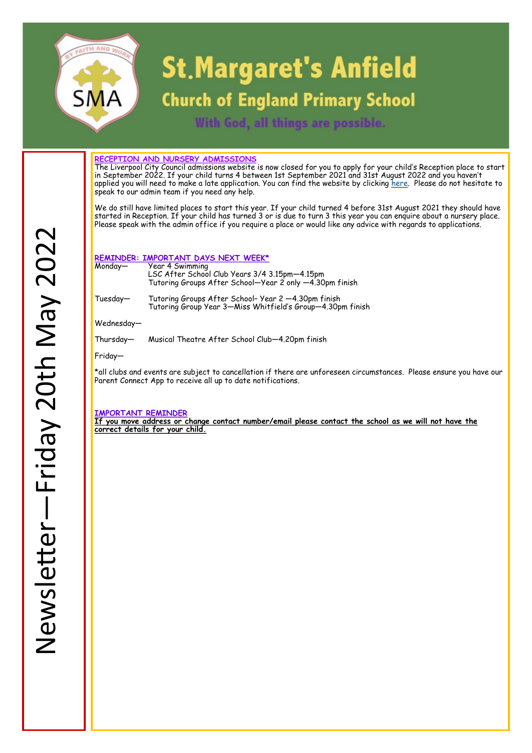# St.Margaret's Anfield

## Church of England Primary School

With God, all things are possible.

Newsletter—Friday 20th May 2022

### RECEPTION AND NURSERY ADMISSIONS

The Liverpool City Council admissions website is now closed for you to apply for your child's Reception place to start in September 2022. If your child turns 4 between 1st September 2021 and 31st August 2022 and you haven't applied you will need to make a late application. You can find the website by clicking here. Please do not hesitate to speak to our admin team if you need any help.

We do still have limited places to start this year. If your child turned 4 before 31st August 2021 they should have started in Reception. If your child has turned 3 or is due to turn 3 this year you can enquire about a nursery place. Please speak with the admin office if you require a place or would like any advice with regards to applications.

### REMINDER: IMPORTANT DAYS NEXT WEEK*

Monday— Year 4 Swimming
LSC After School Club Years 3/4 3.15pm—4.15pm
Tutoring Groups After School—Year 2 only —4.30pm finish

Tuesday— Tutoring Groups After School- Year 2 —4.30pm finish
Tutoring Group Year 3—Miss Whitfield's Group—4.30pm finish

Wednesday—

Thursday— Musical Theatre After School Club—4.20pm finish

Friday—

*all clubs and events are subject to cancellation if there are unforeseen circumstances. Please ensure you have our Parent Connect App to receive all up to date notifications.

### IMPORTANT REMINDER

**If you move address or change contact number/email please contact the school as we will not have the correct details for your child.**